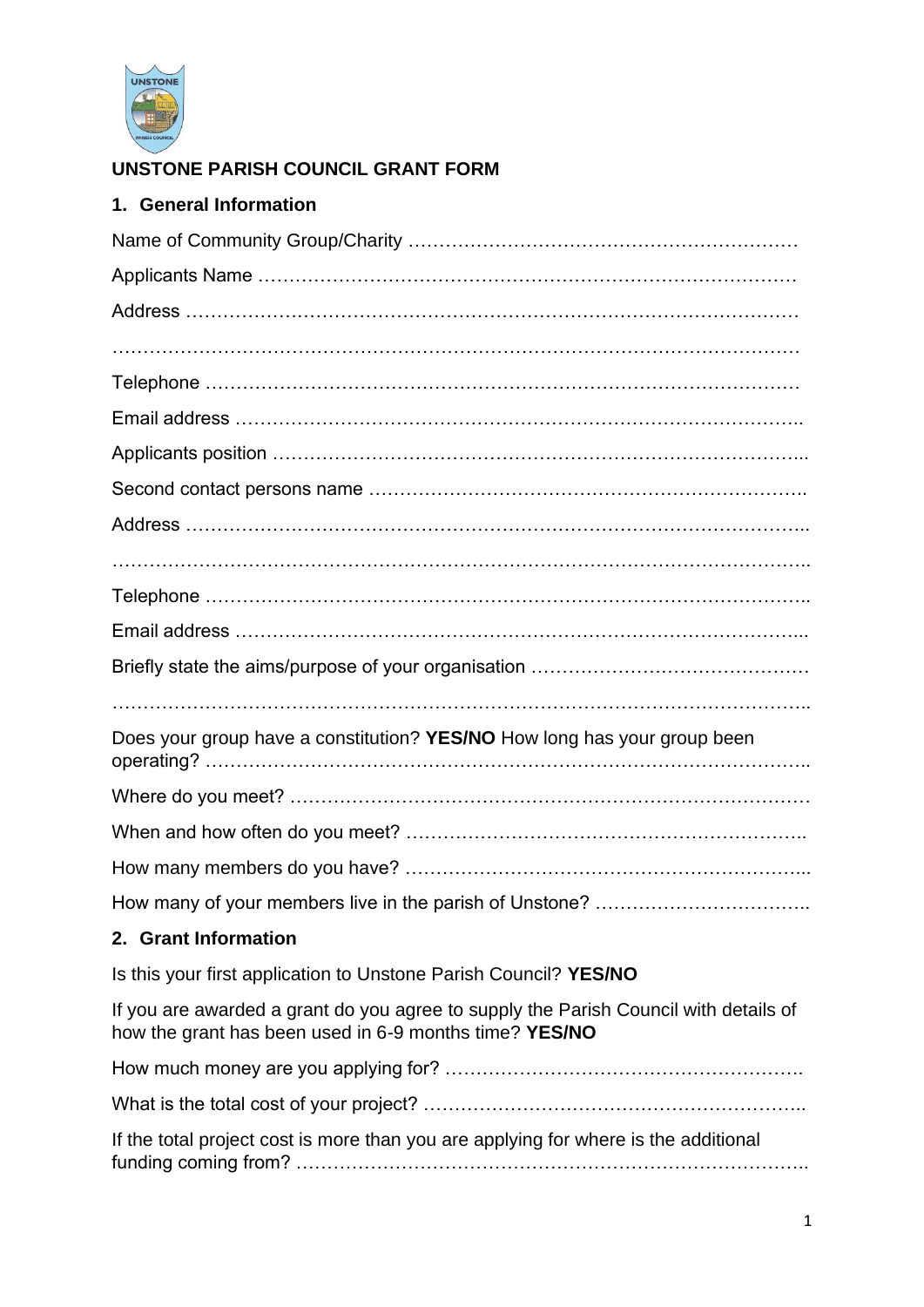# UNSTONE PARISH COUNCIL GRANT FORM

## 1. General Information

Name of Community Group/Charity ………………………………………………………

Applicants Name ……………………………………………………………………………

Address ………………………………………………………………………………………

…………………………………………………………………………………………………

Telephone ……………………………………………………………………………………

Email address ………………………………………………………………………………..

Applicants position …………………………………………………………………………..

Second contact persons name …………………………………………………………..

Address ……………………………………………………………………………………….

…………………………………………………………………………………………………..

Telephone ……………………………………………………………………………………..

Email address ………………………………………………………………………………...

Briefly state the aims/purpose of your organisation ………………………………………

…………………………………………………………………………………………………..

Does your group have a constitution? **YES/NO** How long has your group been operating? ……………………………………………………………………………………..

Where do you meet? …………………………………………………………………………

When and how often do you meet? ………………………………………………………..

How many members do you have? ………………………………………………………...

How many of your members live in the parish of Unstone? ……………………………..

## 2. Grant Information

Is this your first application to Unstone Parish Council? **YES/NO**

If you are awarded a grant do you agree to supply the Parish Council with details of how the grant has been used in 6-9 months time? **YES/NO**

How much money are you applying for? ………………………………………………….

What is the total cost of your project? ……………………………………………………..

If the total project cost is more than you are applying for where is the additional funding coming from? …………………………………………………………………………..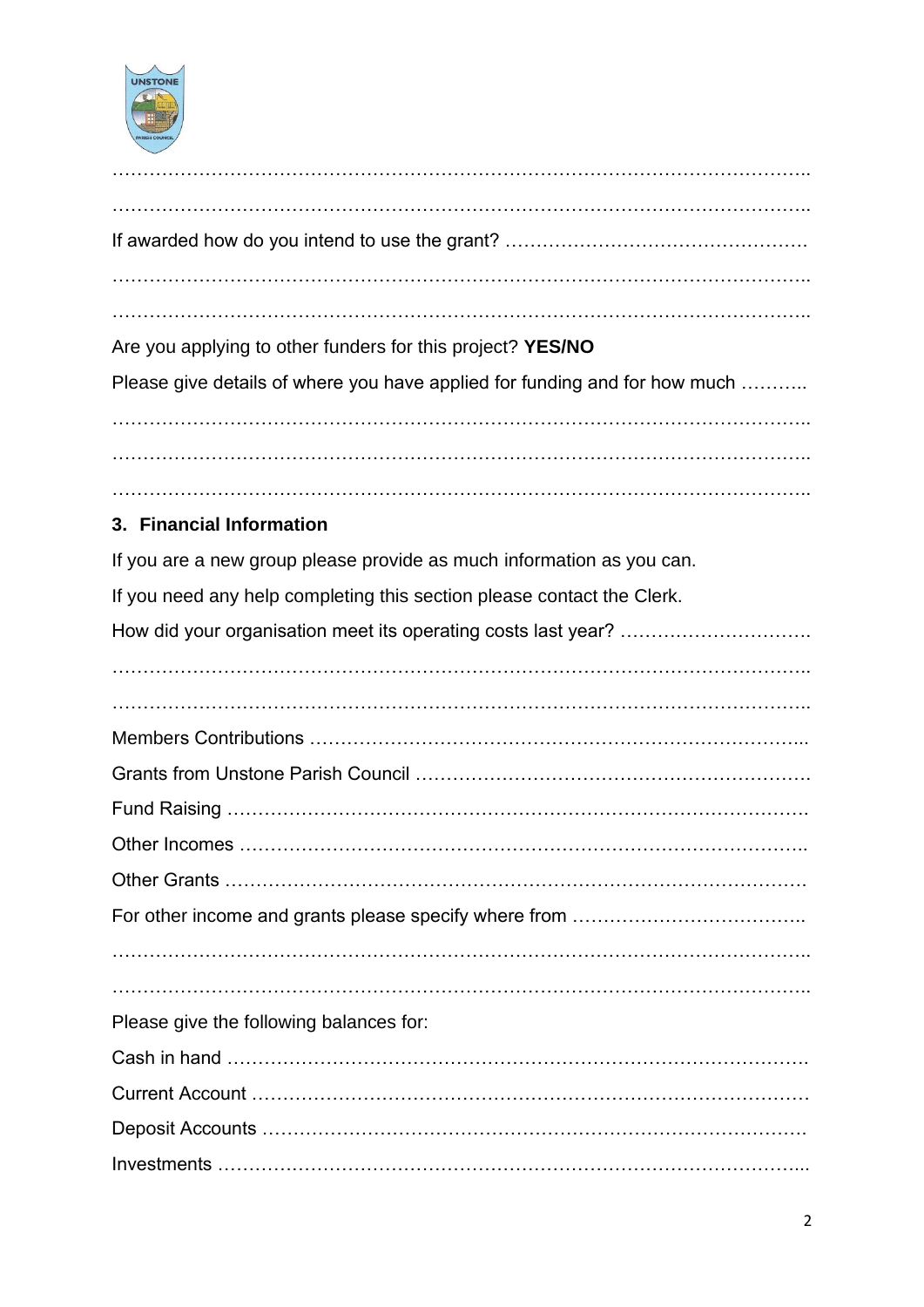……………………………………………………………………………………………………..

……………………………………………………………………………………………………..

If awarded how do you intend to use the grant? ………………………………………….

……………………………………………………………………………………………………..

……………………………………………………………………………………………………..

Are you applying to other funders for this project? **YES/NO**

Please give details of where you have applied for funding and for how much ………..

……………………………………………………………………………………………………..

……………………………………………………………………………………………………..

……………………………………………………………………………………………………..

### 3. Financial Information

If you are a new group please provide as much information as you can.

If you need any help completing this section please contact the Clerk.

How did your organisation meet its operating costs last year? ………………………….

……………………………………………………………………………………………………..

……………………………………………………………………………………………………..

Members Contributions ……………………………………………………………………...

Grants from Unstone Parish Council ……………………………………………………….

Fund Raising ……………………………………………………………………………….

Other Incomes ……………………………………………………………………………..

Other Grants ……………………………………………………………………………….

For other income and grants please specify where from ………………………………..

……………………………………………………………………………………………………..

……………………………………………………………………………………………………..

Please give the following balances for:

Cash in hand ……………………………………………………………………………….

Current Account …………………………………………………………………………….

Deposit Accounts ………………………………………………………………………….

Investments ………………………………………………………………………………...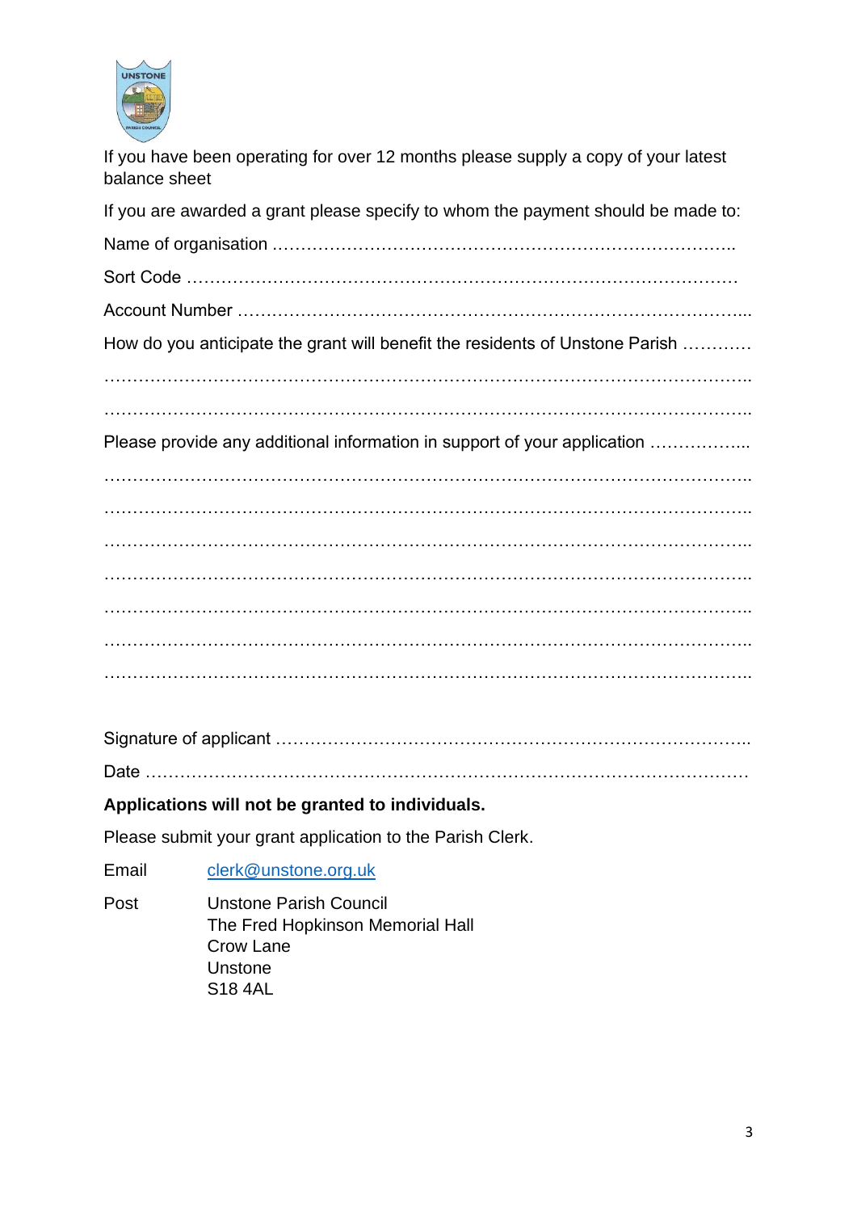If you have been operating for over 12 months please supply a copy of your latest balance sheet

If you are awarded a grant please specify to whom the payment should be made to:

Name of organisation ……………………………………………………………………..

Sort Code ……………………………………………………………………………………

Account Number ………………………………………………………………………….

How do you anticipate the grant will benefit the residents of Unstone Parish …………

……………………………………………………………………………………………….

……………………………………………………………………………………………….

Please provide any additional information in support of your application ……………..

……………………………………………………………………………………………….

……………………………………………………………………………………………….

……………………………………………………………………………………………….

……………………………………………………………………………………………….

……………………………………………………………………………………………….

……………………………………………………………………………………………….

……………………………………………………………………………………………….

Signature of applicant ……………………………………………………………………..

Date ………………………………………………………………………………………….

**Applications will not be granted to individuals.**

Please submit your grant application to the Parish Clerk.

Email clerk@unstone.org.uk

Post Unstone Parish Council  
The Fred Hopkinson Memorial Hall  
Crow Lane  
Unstone  
S18 4AL